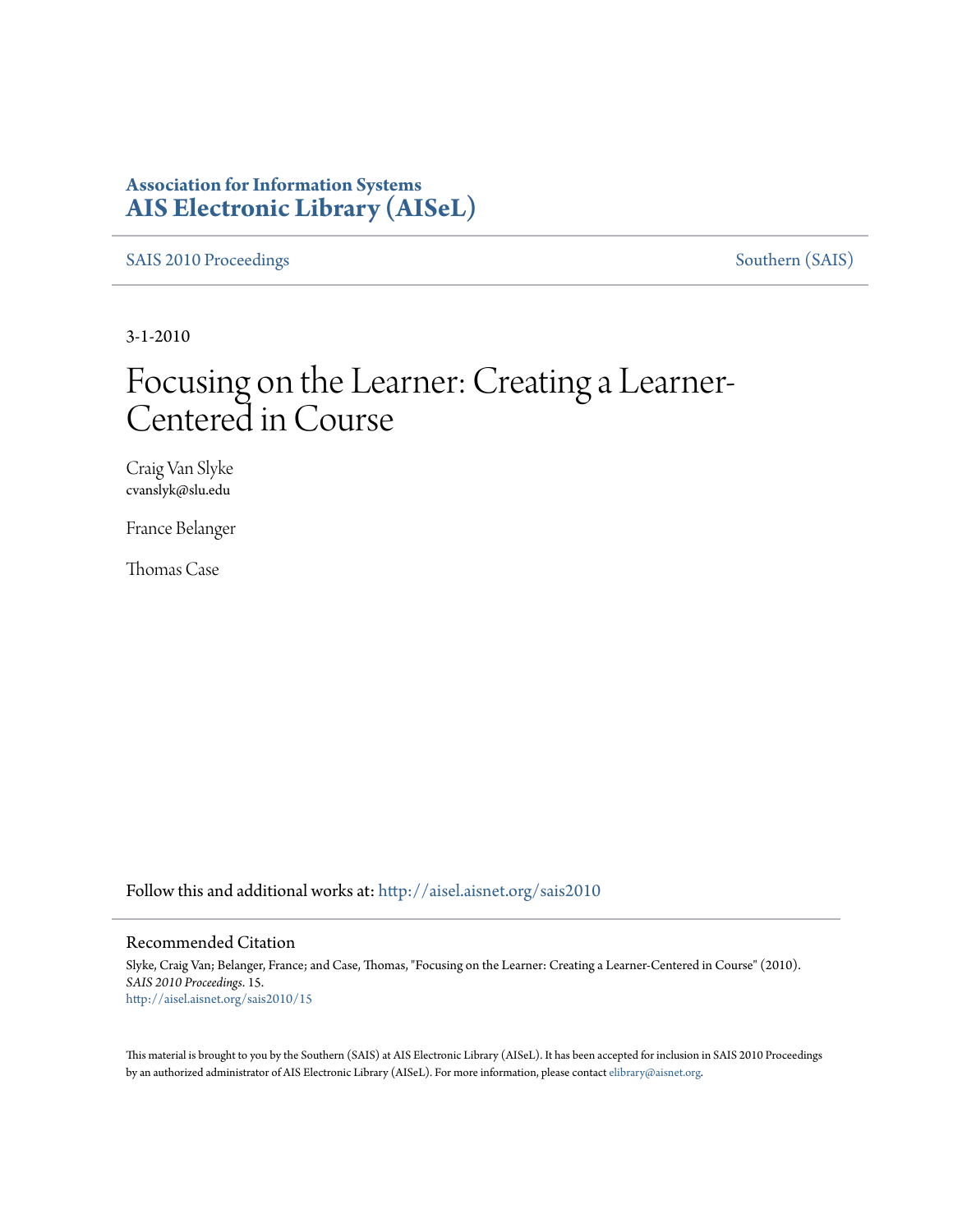**Association for Information Systems**
**AIS Electronic Library (AISeL)**

SAIS 2010 Proceedings | Southern (SAIS)

3-1-2010

# Focusing on the Learner: Creating a Learner-Centered in Course

Craig Van Slyke
cvanslyk@slu.edu

France Belanger

Thomas Case

Follow this and additional works at: http://aisel.aisnet.org/sais2010

## Recommended Citation

Slyke, Craig Van; Belanger, France; and Case, Thomas, "Focusing on the Learner: Creating a Learner-Centered in Course" (2010). *SAIS 2010 Proceedings*. 15.
http://aisel.aisnet.org/sais2010/15

This material is brought to you by the Southern (SAIS) at AIS Electronic Library (AISeL). It has been accepted for inclusion in SAIS 2010 Proceedings by an authorized administrator of AIS Electronic Library (AISeL). For more information, please contact elibrary@aisnet.org.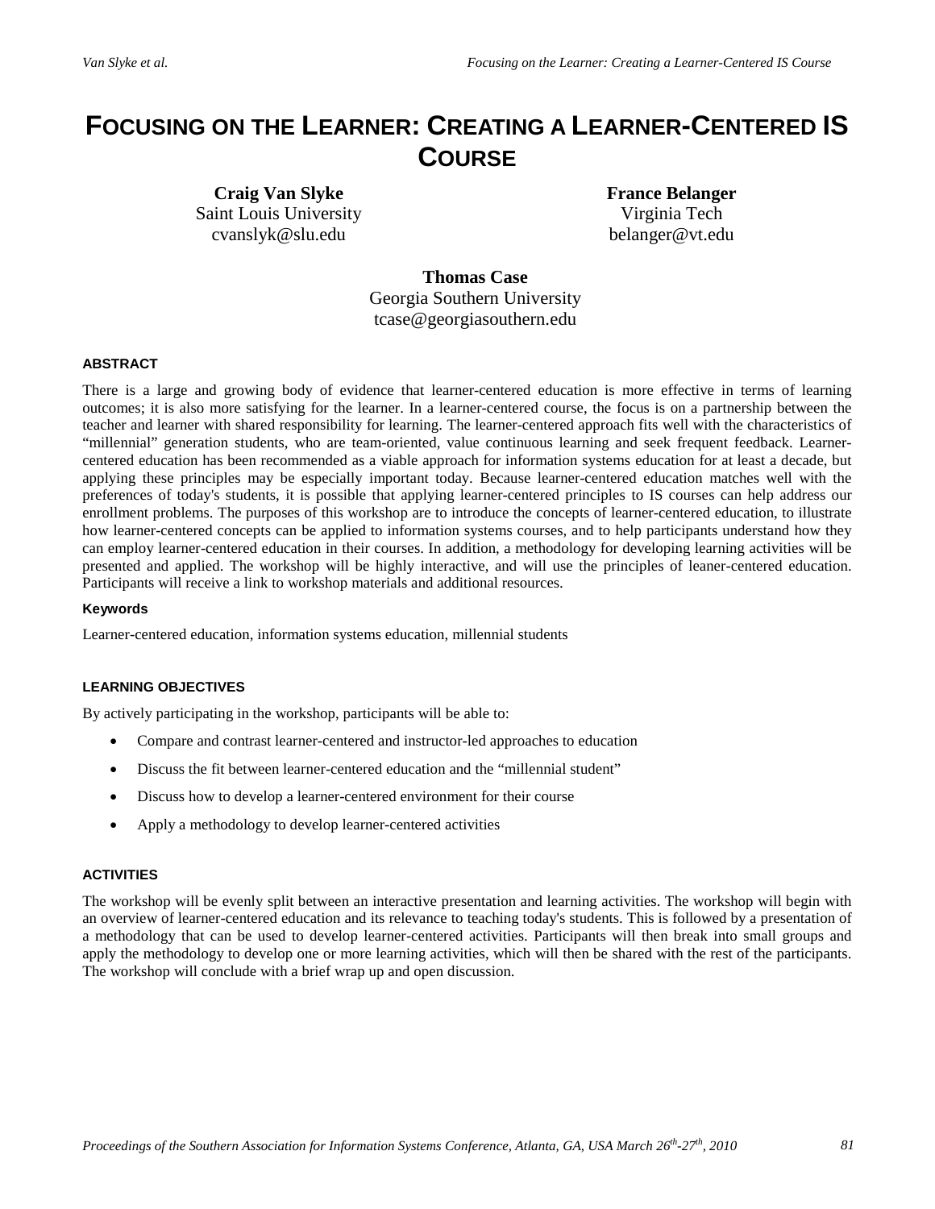# FOCUSING ON THE LEARNER: CREATING A LEARNER-CENTERED IS COURSE

**Craig Van Slyke**
Saint Louis University
cvanslyk@slu.edu

**France Belanger**
Virginia Tech
belanger@vt.edu

**Thomas Case**
Georgia Southern University
tcase@georgiasouthern.edu

## ABSTRACT

There is a large and growing body of evidence that learner-centered education is more effective in terms of learning outcomes; it is also more satisfying for the learner. In a learner-centered course, the focus is on a partnership between the teacher and learner with shared responsibility for learning. The learner-centered approach fits well with the characteristics of "millennial" generation students, who are team-oriented, value continuous learning and seek frequent feedback. Learner-centered education has been recommended as a viable approach for information systems education for at least a decade, but applying these principles may be especially important today. Because learner-centered education matches well with the preferences of today's students, it is possible that applying learner-centered principles to IS courses can help address our enrollment problems. The purposes of this workshop are to introduce the concepts of learner-centered education, to illustrate how learner-centered concepts can be applied to information systems courses, and to help participants understand how they can employ learner-centered education in their courses. In addition, a methodology for developing learning activities will be presented and applied. The workshop will be highly interactive, and will use the principles of leaner-centered education. Participants will receive a link to workshop materials and additional resources.

### Keywords

Learner-centered education, information systems education, millennial students

## LEARNING OBJECTIVES

By actively participating in the workshop, participants will be able to:

- Compare and contrast learner-centered and instructor-led approaches to education
- Discuss the fit between learner-centered education and the "millennial student"
- Discuss how to develop a learner-centered environment for their course
- Apply a methodology to develop learner-centered activities

## ACTIVITIES

The workshop will be evenly split between an interactive presentation and learning activities. The workshop will begin with an overview of learner-centered education and its relevance to teaching today's students. This is followed by a presentation of a methodology that can be used to develop learner-centered activities. Participants will then break into small groups and apply the methodology to develop one or more learning activities, which will then be shared with the rest of the participants. The workshop will conclude with a brief wrap up and open discussion.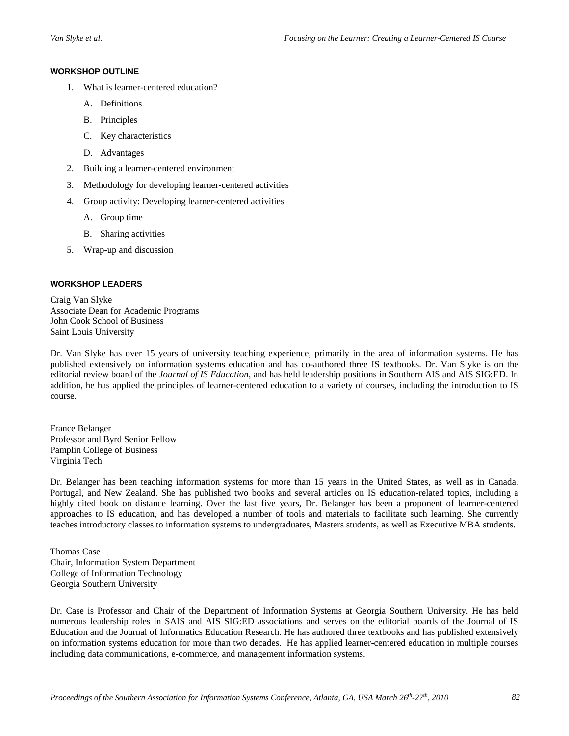## WORKSHOP OUTLINE

1. What is learner-centered education?
   A. Definitions
   B. Principles
   C. Key characteristics
   D. Advantages
2. Building a learner-centered environment
3. Methodology for developing learner-centered activities
4. Group activity: Developing learner-centered activities
   A. Group time
   B. Sharing activities
5. Wrap-up and discussion

## WORKSHOP LEADERS

Craig Van Slyke
Associate Dean for Academic Programs
John Cook School of Business
Saint Louis University

Dr. Van Slyke has over 15 years of university teaching experience, primarily in the area of information systems. He has published extensively on information systems education and has co-authored three IS textbooks. Dr. Van Slyke is on the editorial review board of the *Journal of IS Education*, and has held leadership positions in Southern AIS and AIS SIG:ED. In addition, he has applied the principles of learner-centered education to a variety of courses, including the introduction to IS course.

France Belanger
Professor and Byrd Senior Fellow
Pamplin College of Business
Virginia Tech

Dr. Belanger has been teaching information systems for more than 15 years in the United States, as well as in Canada, Portugal, and New Zealand. She has published two books and several articles on IS education-related topics, including a highly cited book on distance learning. Over the last five years, Dr. Belanger has been a proponent of learner-centered approaches to IS education, and has developed a number of tools and materials to facilitate such learning. She currently teaches introductory classes to information systems to undergraduates, Masters students, as well as Executive MBA students.

Thomas Case
Chair, Information System Department
College of Information Technology
Georgia Southern University

Dr. Case is Professor and Chair of the Department of Information Systems at Georgia Southern University. He has held numerous leadership roles in SAIS and AIS SIG:ED associations and serves on the editorial boards of the Journal of IS Education and the Journal of Informatics Education Research. He has authored three textbooks and has published extensively on information systems education for more than two decades. He has applied learner-centered education in multiple courses including data communications, e-commerce, and management information systems.